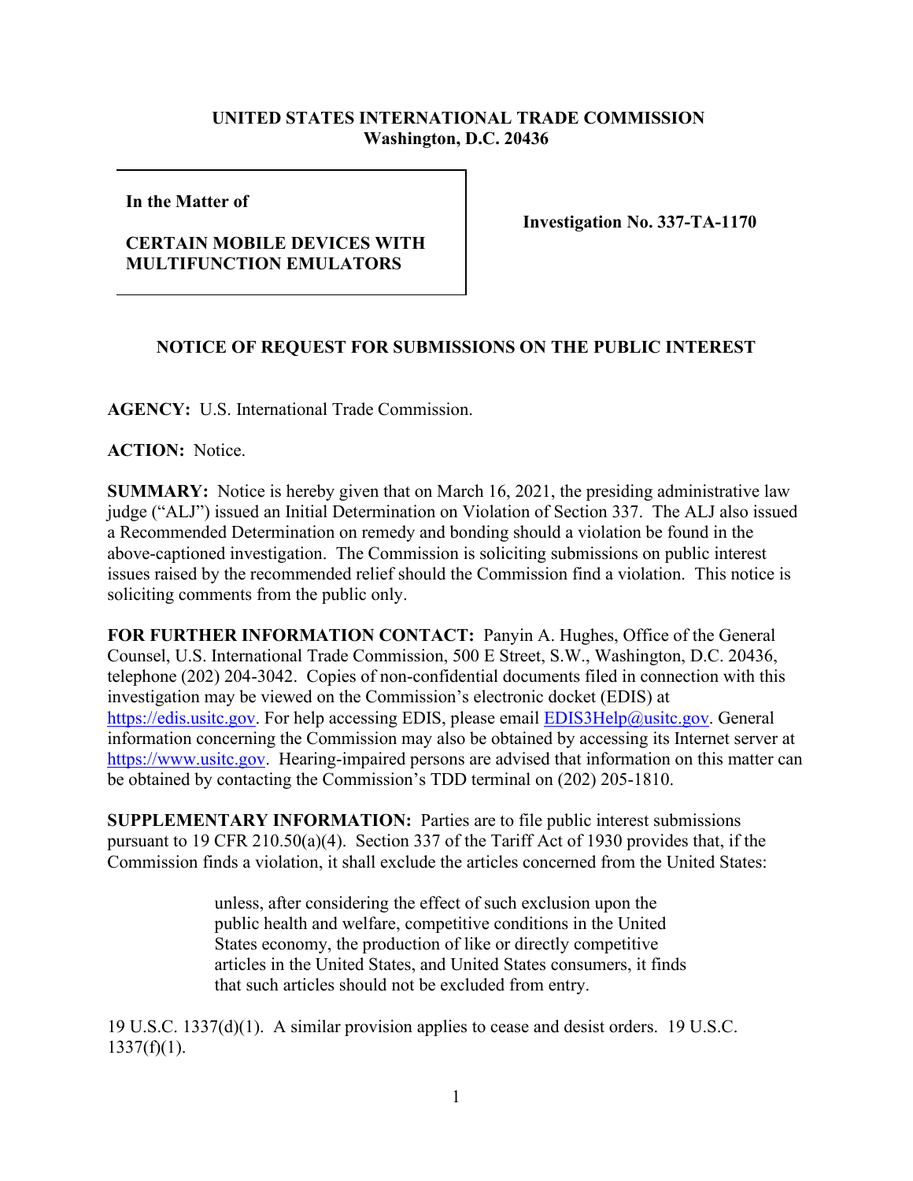**UNITED STATES INTERNATIONAL TRADE COMMISSION**
**Washington, D.C. 20436**

| **In the Matter of**<br><br>**CERTAIN MOBILE DEVICES WITH MULTIFUNCTION EMULATORS** | **Investigation No. 337-TA-1170** |
|---|---|

**NOTICE OF REQUEST FOR SUBMISSIONS ON THE PUBLIC INTEREST**

**AGENCY:** U.S. International Trade Commission.

**ACTION:** Notice.

**SUMMARY:** Notice is hereby given that on March 16, 2021, the presiding administrative law judge ("ALJ") issued an Initial Determination on Violation of Section 337. The ALJ also issued a Recommended Determination on remedy and bonding should a violation be found in the above-captioned investigation. The Commission is soliciting submissions on public interest issues raised by the recommended relief should the Commission find a violation. This notice is soliciting comments from the public only.

**FOR FURTHER INFORMATION CONTACT:** Panyin A. Hughes, Office of the General Counsel, U.S. International Trade Commission, 500 E Street, S.W., Washington, D.C. 20436, telephone (202) 204-3042. Copies of non-confidential documents filed in connection with this investigation may be viewed on the Commission's electronic docket (EDIS) at https://edis.usitc.gov. For help accessing EDIS, please email EDIS3Help@usitc.gov. General information concerning the Commission may also be obtained by accessing its Internet server at https://www.usitc.gov. Hearing-impaired persons are advised that information on this matter can be obtained by contacting the Commission's TDD terminal on (202) 205-1810.

**SUPPLEMENTARY INFORMATION:** Parties are to file public interest submissions pursuant to 19 CFR 210.50(a)(4). Section 337 of the Tariff Act of 1930 provides that, if the Commission finds a violation, it shall exclude the articles concerned from the United States:

> unless, after considering the effect of such exclusion upon the public health and welfare, competitive conditions in the United States economy, the production of like or directly competitive articles in the United States, and United States consumers, it finds that such articles should not be excluded from entry.

19 U.S.C. 1337(d)(1). A similar provision applies to cease and desist orders. 19 U.S.C. 1337(f)(1).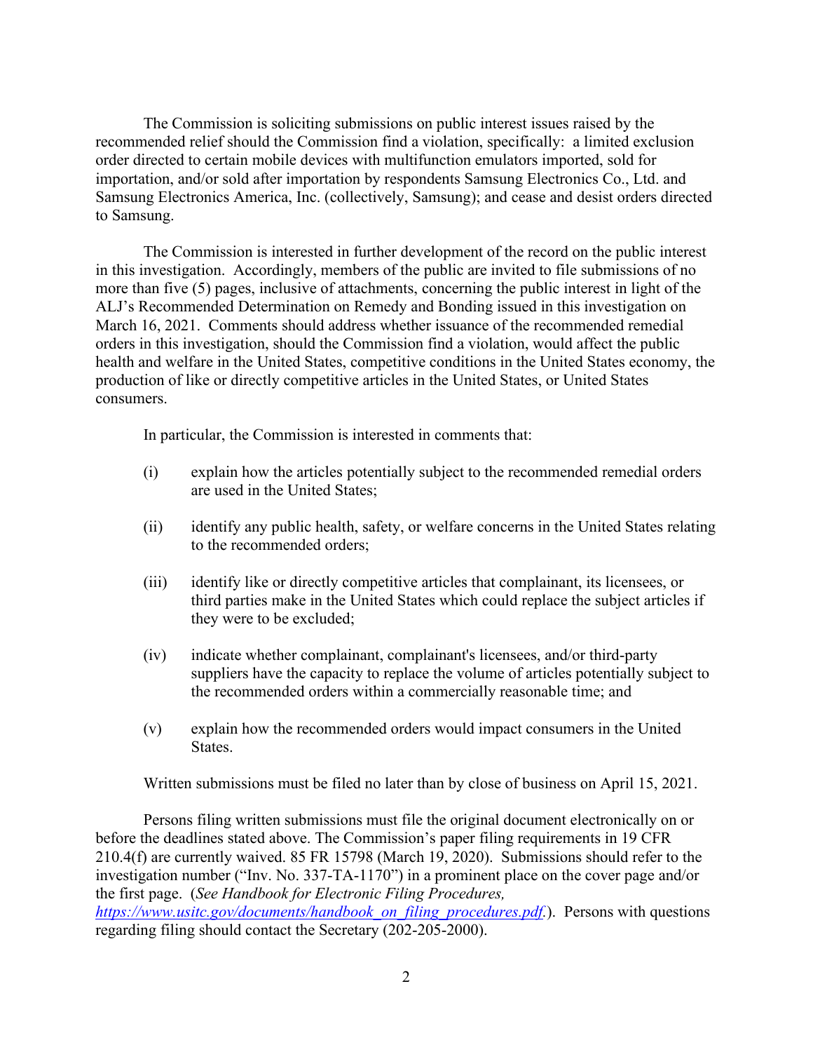The Commission is soliciting submissions on public interest issues raised by the recommended relief should the Commission find a violation, specifically: a limited exclusion order directed to certain mobile devices with multifunction emulators imported, sold for importation, and/or sold after importation by respondents Samsung Electronics Co., Ltd. and Samsung Electronics America, Inc. (collectively, Samsung); and cease and desist orders directed to Samsung.

The Commission is interested in further development of the record on the public interest in this investigation. Accordingly, members of the public are invited to file submissions of no more than five (5) pages, inclusive of attachments, concerning the public interest in light of the ALJ's Recommended Determination on Remedy and Bonding issued in this investigation on March 16, 2021. Comments should address whether issuance of the recommended remedial orders in this investigation, should the Commission find a violation, would affect the public health and welfare in the United States, competitive conditions in the United States economy, the production of like or directly competitive articles in the United States, or United States consumers.

In particular, the Commission is interested in comments that:

(i) explain how the articles potentially subject to the recommended remedial orders are used in the United States;

(ii) identify any public health, safety, or welfare concerns in the United States relating to the recommended orders;

(iii) identify like or directly competitive articles that complainant, its licensees, or third parties make in the United States which could replace the subject articles if they were to be excluded;

(iv) indicate whether complainant, complainant's licensees, and/or third-party suppliers have the capacity to replace the volume of articles potentially subject to the recommended orders within a commercially reasonable time; and

(v) explain how the recommended orders would impact consumers in the United States.

Written submissions must be filed no later than by close of business on April 15, 2021.

Persons filing written submissions must file the original document electronically on or before the deadlines stated above. The Commission's paper filing requirements in 19 CFR 210.4(f) are currently waived. 85 FR 15798 (March 19, 2020). Submissions should refer to the investigation number ("Inv. No. 337-TA-1170") in a prominent place on the cover page and/or the first page. (*See Handbook for Electronic Filing Procedures, https://www.usitc.gov/documents/handbook_on_filing_procedures.pdf.*). Persons with questions regarding filing should contact the Secretary (202-205-2000).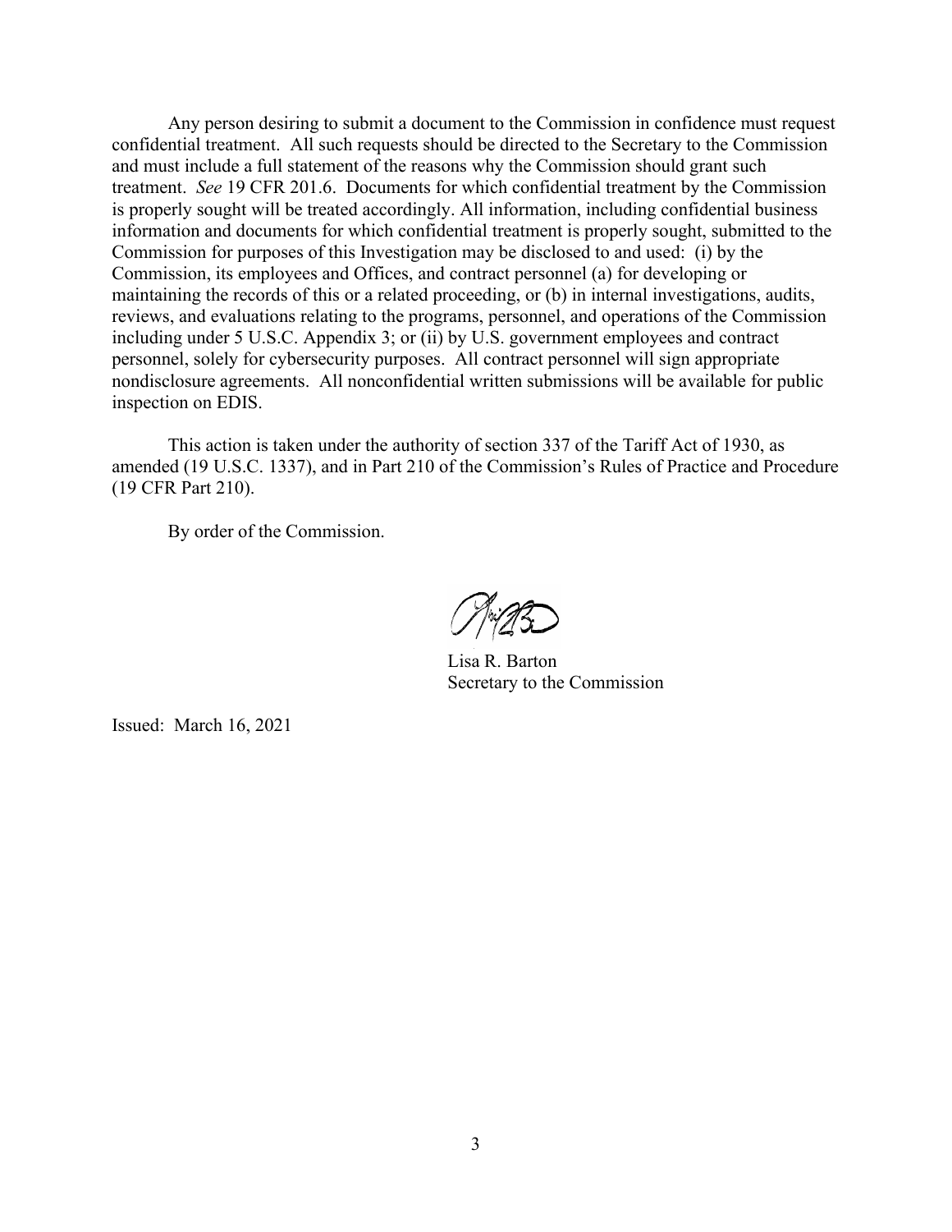Any person desiring to submit a document to the Commission in confidence must request confidential treatment. All such requests should be directed to the Secretary to the Commission and must include a full statement of the reasons why the Commission should grant such treatment. *See* 19 CFR 201.6. Documents for which confidential treatment by the Commission is properly sought will be treated accordingly. All information, including confidential business information and documents for which confidential treatment is properly sought, submitted to the Commission for purposes of this Investigation may be disclosed to and used: (i) by the Commission, its employees and Offices, and contract personnel (a) for developing or maintaining the records of this or a related proceeding, or (b) in internal investigations, audits, reviews, and evaluations relating to the programs, personnel, and operations of the Commission including under 5 U.S.C. Appendix 3; or (ii) by U.S. government employees and contract personnel, solely for cybersecurity purposes. All contract personnel will sign appropriate nondisclosure agreements. All nonconfidential written submissions will be available for public inspection on EDIS.

This action is taken under the authority of section 337 of the Tariff Act of 1930, as amended (19 U.S.C. 1337), and in Part 210 of the Commission's Rules of Practice and Procedure (19 CFR Part 210).

By order of the Commission.

Lisa R. Barton
Secretary to the Commission

Issued: March 16, 2021